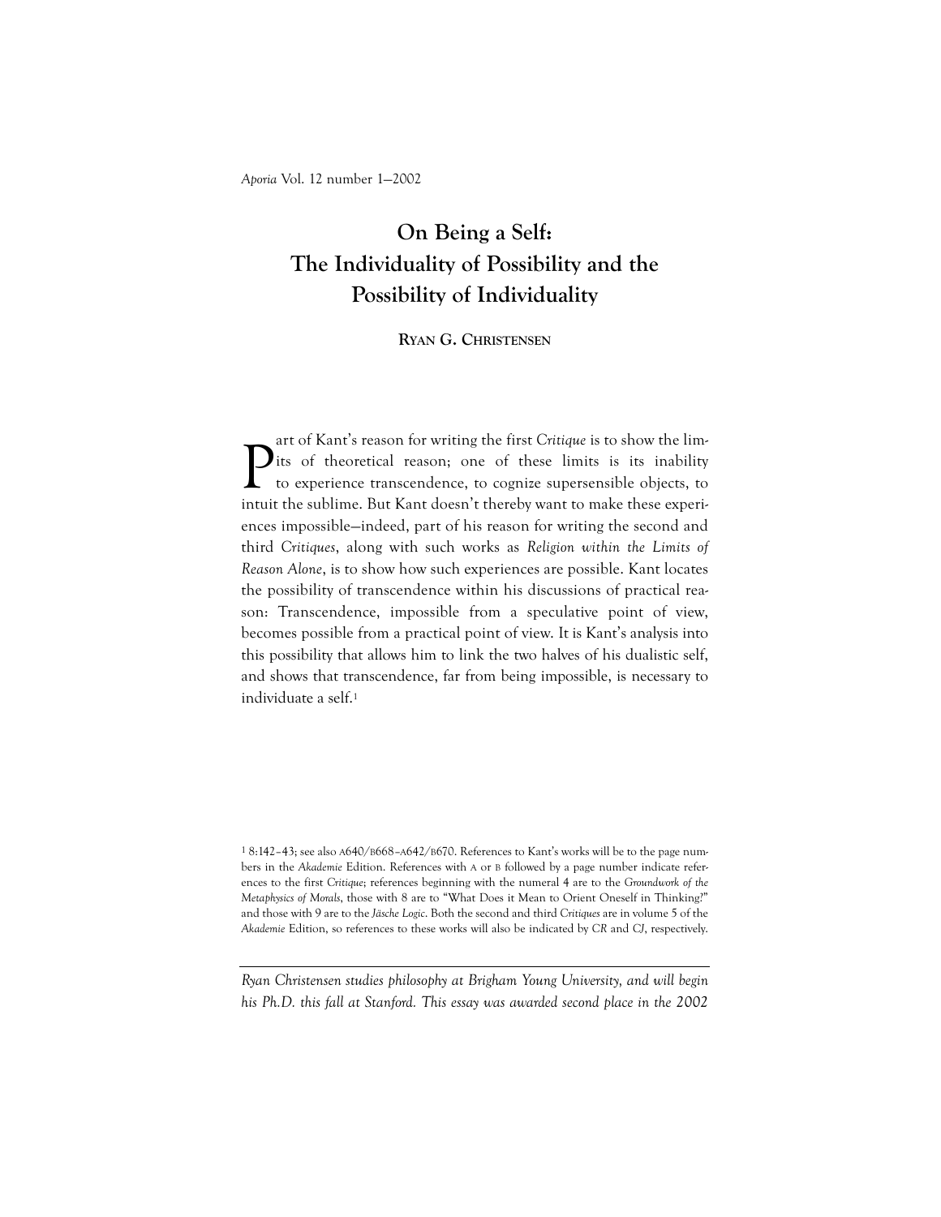# On Being a Self: The Individuality of Possibility and the Possibility of Individuality

**Ryan G. Christensen**

Part of Kant's reason for writing the first *Critique* is to show the limits of theoretical reason; one of these limits is its inability to experience transcendence, to cognize supersensible objects, to intuit the sublime. But Kant doesn't thereby want to make these experiences impossible—indeed, part of his reason for writing the second and third *Critiques*, along with such works as *Religion within the Limits of Reason Alone*, is to show how such experiences are possible. Kant locates the possibility of transcendence within his discussions of practical reason: Transcendence, impossible from a speculative point of view, becomes possible from a practical point of view. It is Kant's analysis into this possibility that allows him to link the two halves of his dualistic self, and shows that transcendence, far from being impossible, is necessary to individuate a self.[1]

[1] 8:142–43; see also A640/B668–A642/B670. References to Kant's works will be to the page numbers in the *Akademie* Edition. References with A or B followed by a page number indicate references to the first *Critique*; references beginning with the numeral 4 are to the *Groundwork of the Metaphysics of Morals*, those with 8 are to "What Does it Mean to Orient Oneself in Thinking?" and those with 9 are to the *Jäsche Logic*. Both the second and third *Critiques* are in volume 5 of the *Akademie* Edition, so references to these works will also be indicated by *CR* and *CJ*, respectively.

---

*Ryan Christensen studies philosophy at Brigham Young University, and will begin his Ph.D. this fall at Stanford. This essay was awarded second place in the 2002*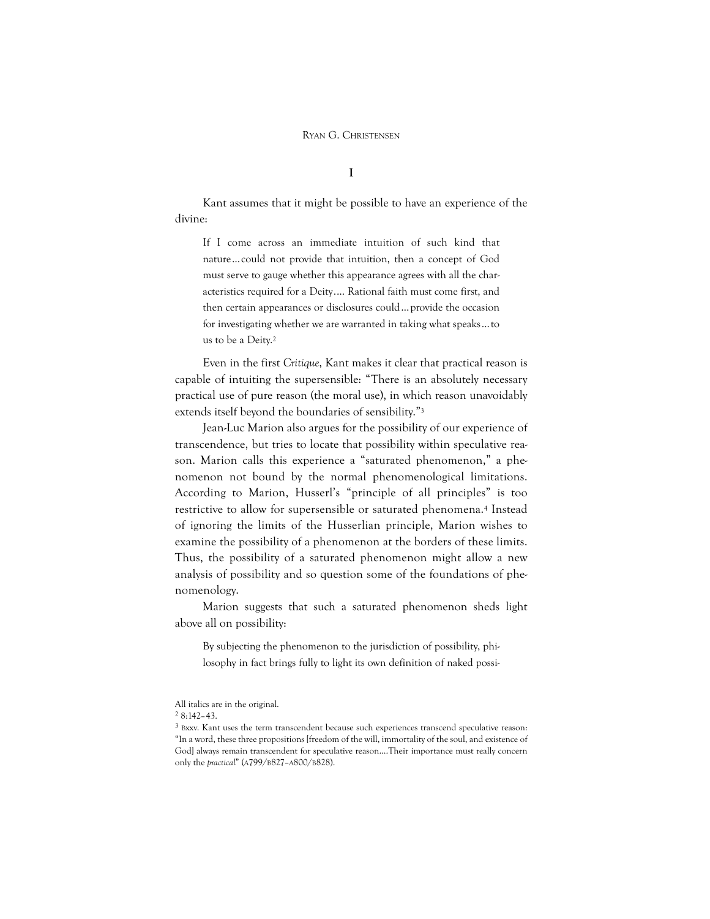# I

Kant assumes that it might be possible to have an experience of the divine:

> If I come across an immediate intuition of such kind that nature…could not provide that intuition, then a concept of God must serve to gauge whether this appearance agrees with all the characteristics required for a Deity…. Rational faith must come first, and then certain appearances or disclosures could…provide the occasion for investigating whether we are warranted in taking what speaks…to us to be a Deity.[2]

Even in the first *Critique*, Kant makes it clear that practical reason is capable of intuiting the supersensible: "There is an absolutely necessary practical use of pure reason (the moral use), in which reason unavoidably extends itself beyond the boundaries of sensibility."[3]

Jean-Luc Marion also argues for the possibility of our experience of transcendence, but tries to locate that possibility within speculative reason. Marion calls this experience a "saturated phenomenon," a phenomenon not bound by the normal phenomenological limitations. According to Marion, Husserl's "principle of all principles" is too restrictive to allow for supersensible or saturated phenomena.[4] Instead of ignoring the limits of the Husserlian principle, Marion wishes to examine the possibility of a phenomenon at the borders of these limits. Thus, the possibility of a saturated phenomenon might allow a new analysis of possibility and so question some of the foundations of phenomenology.

Marion suggests that such a saturated phenomenon sheds light above all on possibility:

> By subjecting the phenomenon to the jurisdiction of possibility, philosophy in fact brings fully to light its own definition of naked possi-

All italics are in the original.

[2] 8:142–43.

[3] Bxxv. Kant uses the term transcendent because such experiences transcend speculative reason: "In a word, these three propositions [freedom of the will, immortality of the soul, and existence of God] always remain transcendent for speculative reason….Their importance must really concern only the *practical*" (A799/B827–A800/B828).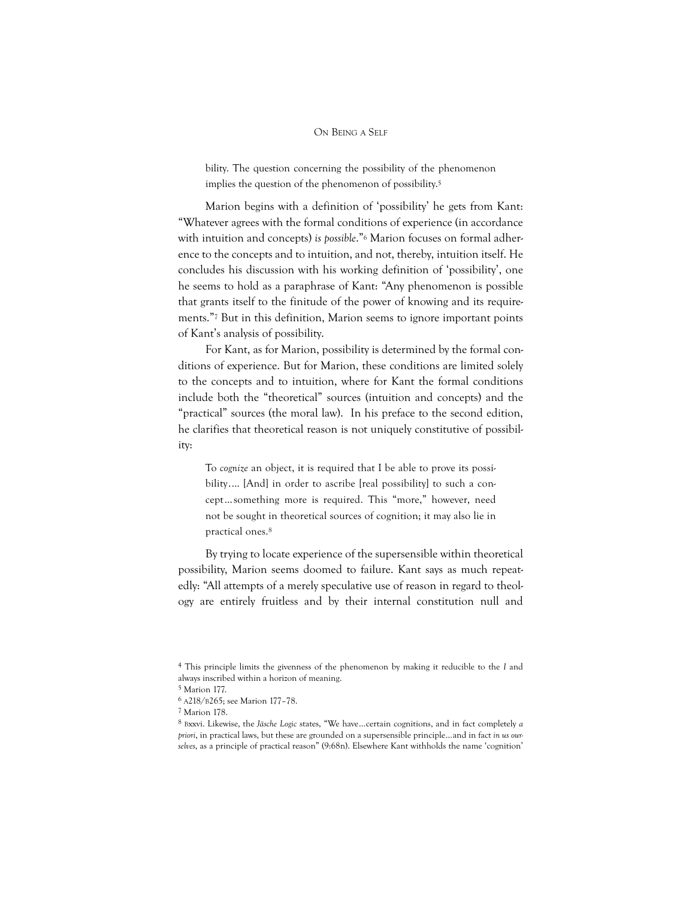> bility. The question concerning the possibility of the phenomenon implies the question of the phenomenon of possibility.[5]

Marion begins with a definition of 'possibility' he gets from Kant: "Whatever agrees with the formal conditions of experience (in accordance with intuition and concepts) *is possible*."[6] Marion focuses on formal adherence to the concepts and to intuition, and not, thereby, intuition itself. He concludes his discussion with his working definition of 'possibility', one he seems to hold as a paraphrase of Kant: "Any phenomenon is possible that grants itself to the finitude of the power of knowing and its requirements."[7] But in this definition, Marion seems to ignore important points of Kant's analysis of possibility.

For Kant, as for Marion, possibility is determined by the formal conditions of experience. But for Marion, these conditions are limited solely to the concepts and to intuition, where for Kant the formal conditions include both the "theoretical" sources (intuition and concepts) and the "practical" sources (the moral law). In his preface to the second edition, he clarifies that theoretical reason is not uniquely constitutive of possibility:

> To *cognize* an object, it is required that I be able to prove its possibility…. [And] in order to ascribe [real possibility] to such a concept…something more is required. This "more," however, need not be sought in theoretical sources of cognition; it may also lie in practical ones.[8]

By trying to locate experience of the supersensible within theoretical possibility, Marion seems doomed to failure. Kant says as much repeatedly: "All attempts of a merely speculative use of reason in regard to theology are entirely fruitless and by their internal constitution null and

---

[4] This principle limits the givenness of the phenomenon by making it reducible to the *I* and always inscribed within a horizon of meaning.

[5] Marion 177.

[6] A218/B265; see Marion 177–78.

[7] Marion 178.

[8] Bxxvi. Likewise, the *Jäsche Logic* states, "We have…certain cognitions, and in fact completely *a priori*, in practical laws, but these are grounded on a supersensible principle…and in fact *in us ourselves*, as a principle of practical reason" (9:68n). Elsewhere Kant withholds the name 'cognition'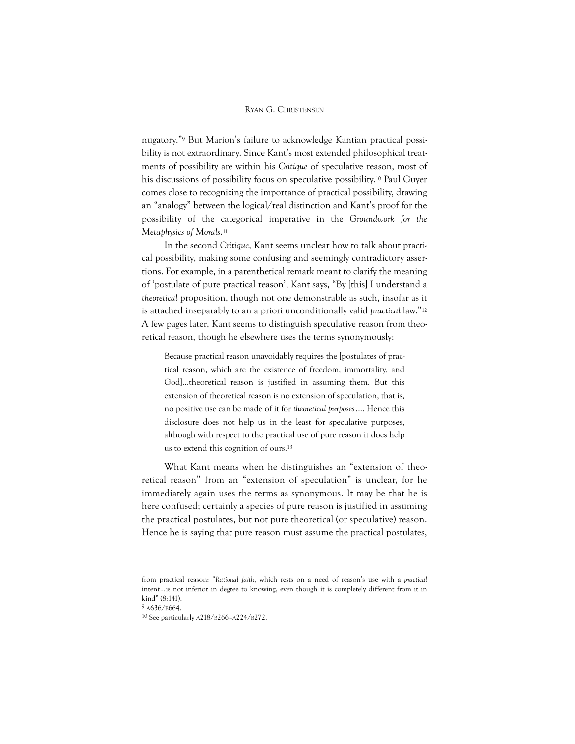nugatory."[9] But Marion's failure to acknowledge Kantian practical possibility is not extraordinary. Since Kant's most extended philosophical treatments of possibility are within his *Critique* of speculative reason, most of his discussions of possibility focus on speculative possibility.[10] Paul Guyer comes close to recognizing the importance of practical possibility, drawing an "analogy" between the logical/real distinction and Kant's proof for the possibility of the categorical imperative in the *Groundwork for the Metaphysics of Morals*.[11]

In the second *Critique*, Kant seems unclear how to talk about practical possibility, making some confusing and seemingly contradictory assertions. For example, in a parenthetical remark meant to clarify the meaning of 'postulate of pure practical reason', Kant says, "By [this] I understand a *theoretical* proposition, though not one demonstrable as such, insofar as it is attached inseparably to an a priori unconditionally valid *practical* law."[12] A few pages later, Kant seems to distinguish speculative reason from theoretical reason, though he elsewhere uses the terms synonymously:

> Because practical reason unavoidably requires the [postulates of practical reason, which are the existence of freedom, immortality, and God]...theoretical reason is justified in assuming them. But this extension of theoretical reason is no extension of speculation, that is, no positive use can be made of it for *theoretical purposes*.... Hence this disclosure does not help us in the least for speculative purposes, although with respect to the practical use of pure reason it does help us to extend this cognition of ours.[13]

What Kant means when he distinguishes an "extension of theoretical reason" from an "extension of speculation" is unclear, for he immediately again uses the terms as synonymous. It may be that he is here confused; certainly a species of pure reason is justified in assuming the practical postulates, but not pure theoretical (or speculative) reason. Hence he is saying that pure reason must assume the practical postulates,

---

from practical reason: "*Rational faith*, which rests on a need of reason's use with a *practical* intent...is not inferior in degree to knowing, even though it is completely different from it in kind" (8:141).

[9] A636/B664.

[10] See particularly A218/B266–A224/B272.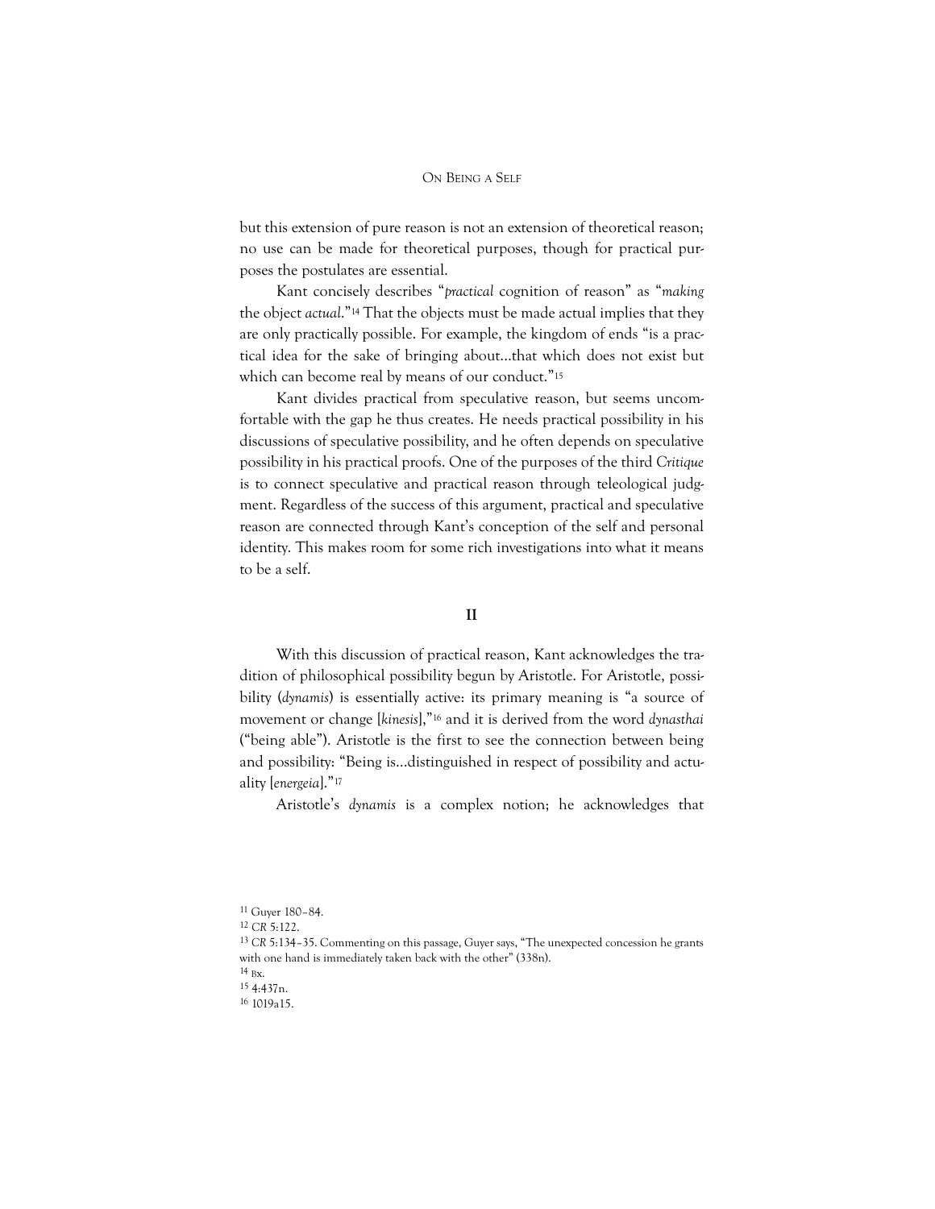but this extension of pure reason is not an extension of theoretical reason; no use can be made for theoretical purposes, though for practical purposes the postulates are essential.

Kant concisely describes "*practical* cognition of reason" as "*making* the object *actual*."[14] That the objects must be made actual implies that they are only practically possible. For example, the kingdom of ends "is a practical idea for the sake of bringing about…that which does not exist but which can become real by means of our conduct."[15]

Kant divides practical from speculative reason, but seems uncomfortable with the gap he thus creates. He needs practical possibility in his discussions of speculative possibility, and he often depends on speculative possibility in his practical proofs. One of the purposes of the third *Critique* is to connect speculative and practical reason through teleological judgment. Regardless of the success of this argument, practical and speculative reason are connected through Kant's conception of the self and personal identity. This makes room for some rich investigations into what it means to be a self.

## II

With this discussion of practical reason, Kant acknowledges the tradition of philosophical possibility begun by Aristotle. For Aristotle, possibility (*dynamis*) is essentially active: its primary meaning is "a source of movement or change [*kinesis*],"[16] and it is derived from the word *dynasthai* ("being able"). Aristotle is the first to see the connection between being and possibility: "Being is…distinguished in respect of possibility and actuality [*energeia*]."[17]

Aristotle's *dynamis* is a complex notion; he acknowledges that

---

[11] Guyer 180–84.

[12] *CR* 5:122.

[13] *CR* 5:134–35. Commenting on this passage, Guyer says, "The unexpected concession he grants with one hand is immediately taken back with the other" (338n).

[14] Bx.

[15] 4:437n.

[16] 1019a15.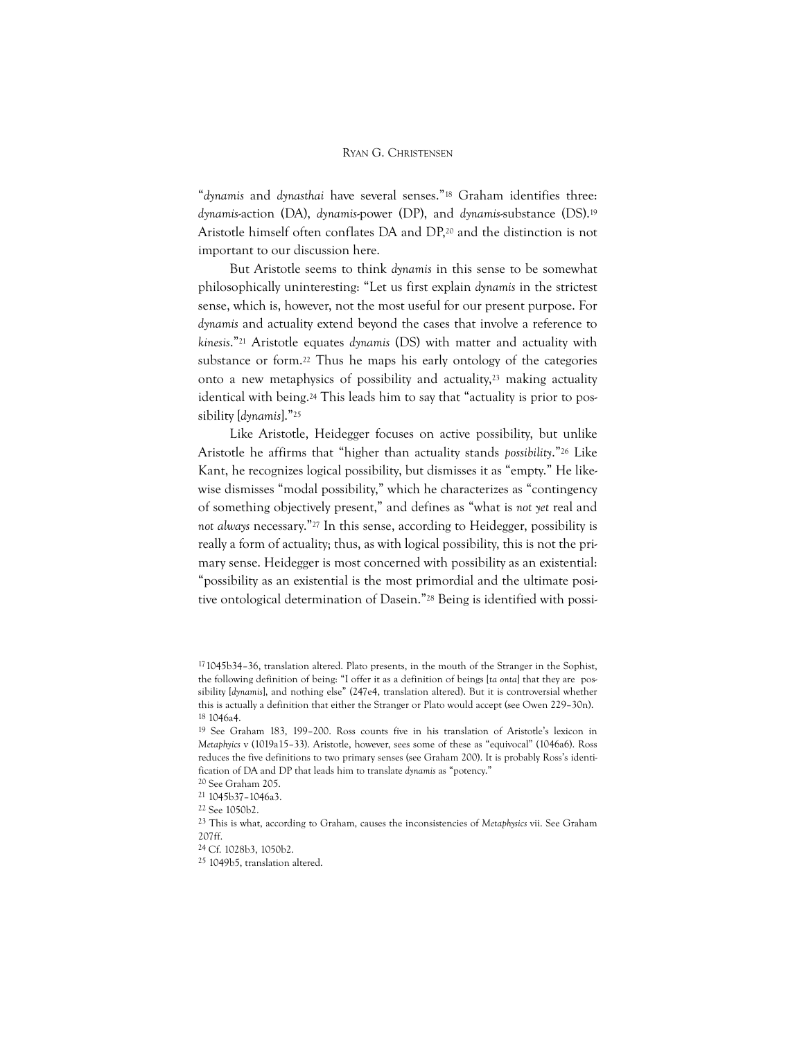"*dynamis* and *dynasthai* have several senses."[18] Graham identifies three: *dynamis*-action (DA), *dynamis*-power (DP), and *dynamis*-substance (DS).[19] Aristotle himself often conflates DA and DP,[20] and the distinction is not important to our discussion here.

But Aristotle seems to think *dynamis* in this sense to be somewhat philosophically uninteresting: "Let us first explain *dynamis* in the strictest sense, which is, however, not the most useful for our present purpose. For *dynamis* and actuality extend beyond the cases that involve a reference to *kinesis*."[21] Aristotle equates *dynamis* (DS) with matter and actuality with substance or form.[22] Thus he maps his early ontology of the categories onto a new metaphysics of possibility and actuality,[23] making actuality identical with being.[24] This leads him to say that "actuality is prior to possibility [*dynamis*]."[25]

Like Aristotle, Heidegger focuses on active possibility, but unlike Aristotle he affirms that "higher than actuality stands *possibility*."[26] Like Kant, he recognizes logical possibility, but dismisses it as "empty." He likewise dismisses "modal possibility," which he characterizes as "contingency of something objectively present," and defines as "what is *not yet* real and *not always* necessary."[27] In this sense, according to Heidegger, possibility is really a form of actuality; thus, as with logical possibility, this is not the primary sense. Heidegger is most concerned with possibility as an existential: "possibility as an existential is the most primordial and the ultimate positive ontological determination of Dasein."[28] Being is identified with possi-

---

[17] 1045b34–36, translation altered. Plato presents, in the mouth of the Stranger in the Sophist, the following definition of being: "I offer it as a definition of beings [*ta onta*] that they are possibility [*dynamis*], and nothing else" (247e4, translation altered). But it is controversial whether this is actually a definition that either the Stranger or Plato would accept (see Owen 229–30n).

[18] 1046a4.

[19] See Graham 183, 199–200. Ross counts five in his translation of Aristotle's lexicon in *Metaphyics* v (1019a15–33). Aristotle, however, sees some of these as "equivocal" (1046a6). Ross reduces the five definitions to two primary senses (see Graham 200). It is probably Ross's identification of DA and DP that leads him to translate *dynamis* as "potency."

[20] See Graham 205.

[21] 1045b37–1046a3.

[22] See 1050b2.

[23] This is what, according to Graham, causes the inconsistencies of *Metaphysics* vii. See Graham 207ff.

[24] Cf. 1028b3, 1050b2.

[25] 1049b5, translation altered.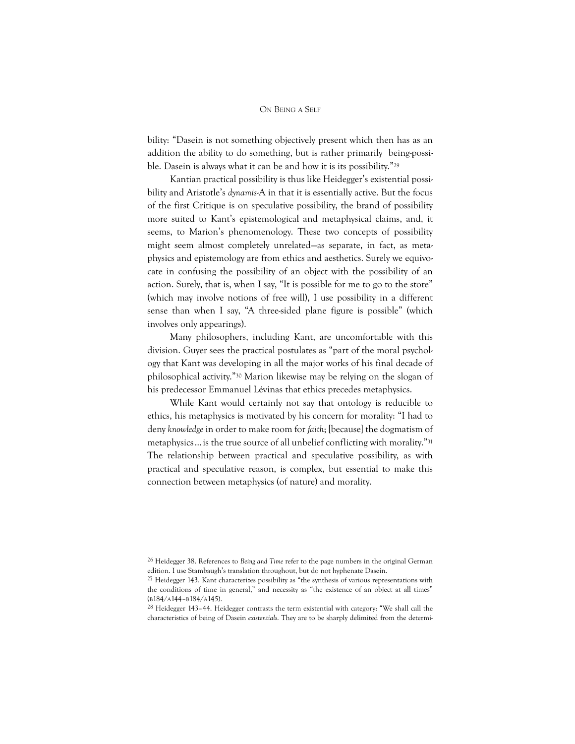bility: "Dasein is not something objectively present which then has as an addition the ability to do something, but is rather primarily being-possible. Dasein is always what it can be and how it is its possibility."[29]

Kantian practical possibility is thus like Heidegger's existential possibility and Aristotle's *dynamis*-A in that it is essentially active. But the focus of the first Critique is on speculative possibility, the brand of possibility more suited to Kant's epistemological and metaphysical claims, and, it seems, to Marion's phenomenology. These two concepts of possibility might seem almost completely unrelated—as separate, in fact, as metaphysics and epistemology are from ethics and aesthetics. Surely we equivocate in confusing the possibility of an object with the possibility of an action. Surely, that is, when I say, "It is possible for me to go to the store" (which may involve notions of free will), I use possibility in a different sense than when I say, "A three-sided plane figure is possible" (which involves only appearings).

Many philosophers, including Kant, are uncomfortable with this division. Guyer sees the practical postulates as "part of the moral psychology that Kant was developing in all the major works of his final decade of philosophical activity."[30] Marion likewise may be relying on the slogan of his predecessor Emmanuel Lévinas that ethics precedes metaphysics.

While Kant would certainly not say that ontology is reducible to ethics, his metaphysics is motivated by his concern for morality: "I had to deny *knowledge* in order to make room for *faith*; [because] the dogmatism of metaphysics…is the true source of all unbelief conflicting with morality."[31] The relationship between practical and speculative possibility, as with practical and speculative reason, is complex, but essential to make this connection between metaphysics (of nature) and morality.

---

[26] Heidegger 38. References to *Being and Time* refer to the page numbers in the original German edition. I use Stambaugh's translation throughout, but do not hyphenate Dasein.

[27] Heidegger 143. Kant characterizes possibility as "the synthesis of various representations with the conditions of time in general," and necessity as "the existence of an object at all times" (B184/A144–B184/A145).

[28] Heidegger 143–44. Heidegger contrasts the term existential with category: "We shall call the characteristics of being of Dasein *existentials*. They are to be sharply delimited from the determi-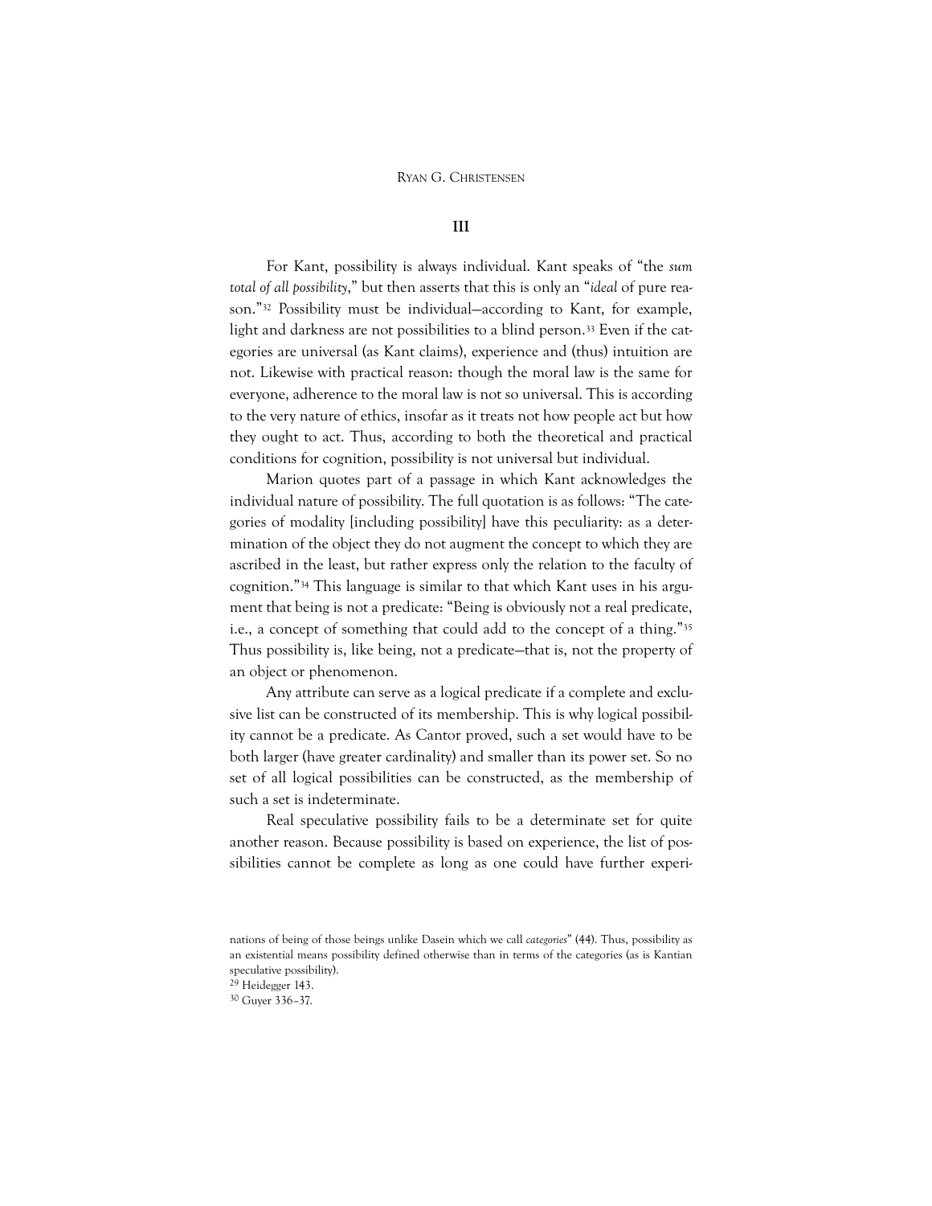## III

For Kant, possibility is always individual. Kant speaks of "the *sum total of all possibility*," but then asserts that this is only an "*ideal* of pure reason."[32] Possibility must be individual—according to Kant, for example, light and darkness are not possibilities to a blind person.[33] Even if the categories are universal (as Kant claims), experience and (thus) intuition are not. Likewise with practical reason: though the moral law is the same for everyone, adherence to the moral law is not so universal. This is according to the very nature of ethics, insofar as it treats not how people act but how they ought to act. Thus, according to both the theoretical and practical conditions for cognition, possibility is not universal but individual.

Marion quotes part of a passage in which Kant acknowledges the individual nature of possibility. The full quotation is as follows: "The categories of modality [including possibility] have this peculiarity: as a determination of the object they do not augment the concept to which they are ascribed in the least, but rather express only the relation to the faculty of cognition."[34] This language is similar to that which Kant uses in his argument that being is not a predicate: "Being is obviously not a real predicate, i.e., a concept of something that could add to the concept of a thing."[35] Thus possibility is, like being, not a predicate—that is, not the property of an object or phenomenon.

Any attribute can serve as a logical predicate if a complete and exclusive list can be constructed of its membership. This is why logical possibility cannot be a predicate. As Cantor proved, such a set would have to be both larger (have greater cardinality) and smaller than its power set. So no set of all logical possibilities can be constructed, as the membership of such a set is indeterminate.

Real speculative possibility fails to be a determinate set for quite another reason. Because possibility is based on experience, the list of possibilities cannot be complete as long as one could have further experi-

---

nations of being of those beings unlike Dasein which we call *categories*" (44). Thus, possibility as an existential means possibility defined otherwise than in terms of the categories (as is Kantian speculative possibility).

[29] Heidegger 143.

[30] Guyer 336–37.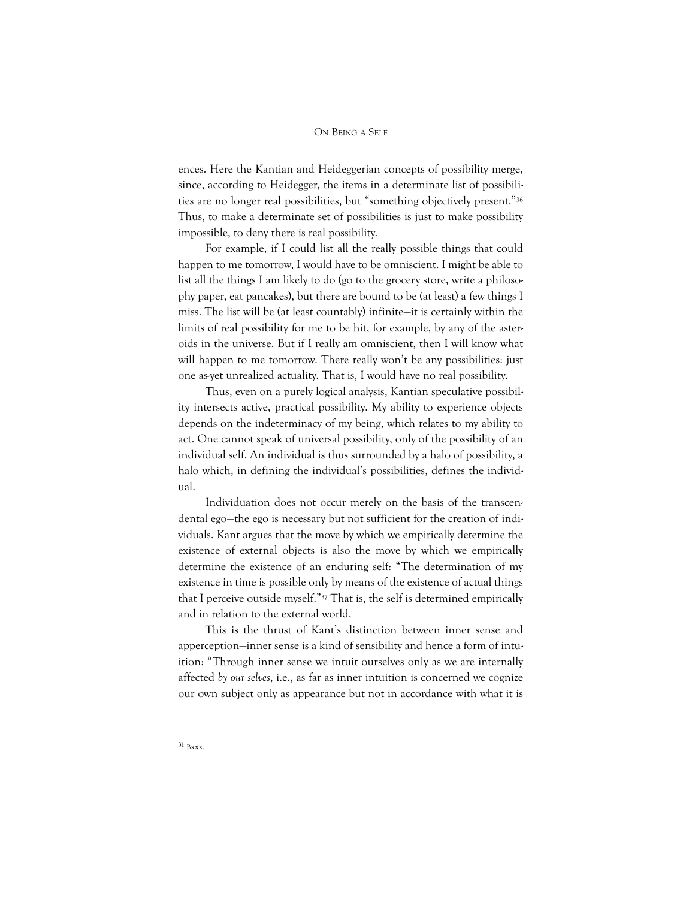ences. Here the Kantian and Heideggerian concepts of possibility merge, since, according to Heidegger, the items in a determinate list of possibilities are no longer real possibilities, but "something objectively present."[36] Thus, to make a determinate set of possibilities is just to make possibility impossible, to deny there is real possibility.

For example, if I could list all the really possible things that could happen to me tomorrow, I would have to be omniscient. I might be able to list all the things I am likely to do (go to the grocery store, write a philosophy paper, eat pancakes), but there are bound to be (at least) a few things I miss. The list will be (at least countably) infinite—it is certainly within the limits of real possibility for me to be hit, for example, by any of the asteroids in the universe. But if I really am omniscient, then I will know what will happen to me tomorrow. There really won't be any possibilities: just one as-yet unrealized actuality. That is, I would have no real possibility.

Thus, even on a purely logical analysis, Kantian speculative possibility intersects active, practical possibility. My ability to experience objects depends on the indeterminacy of my being, which relates to my ability to act. One cannot speak of universal possibility, only of the possibility of an individual self. An individual is thus surrounded by a halo of possibility, a halo which, in defining the individual's possibilities, defines the individual.

Individuation does not occur merely on the basis of the transcendental ego—the ego is necessary but not sufficient for the creation of individuals. Kant argues that the move by which we empirically determine the existence of external objects is also the move by which we empirically determine the existence of an enduring self: "The determination of my existence in time is possible only by means of the existence of actual things that I perceive outside myself."[37] That is, the self is determined empirically and in relation to the external world.

This is the thrust of Kant's distinction between inner sense and apperception—inner sense is a kind of sensibility and hence a form of intuition: "Through inner sense we intuit ourselves only as we are internally affected *by our selves*, i.e., as far as inner intuition is concerned we cognize our own subject only as appearance but not in accordance with what it is

[31] Bxxx.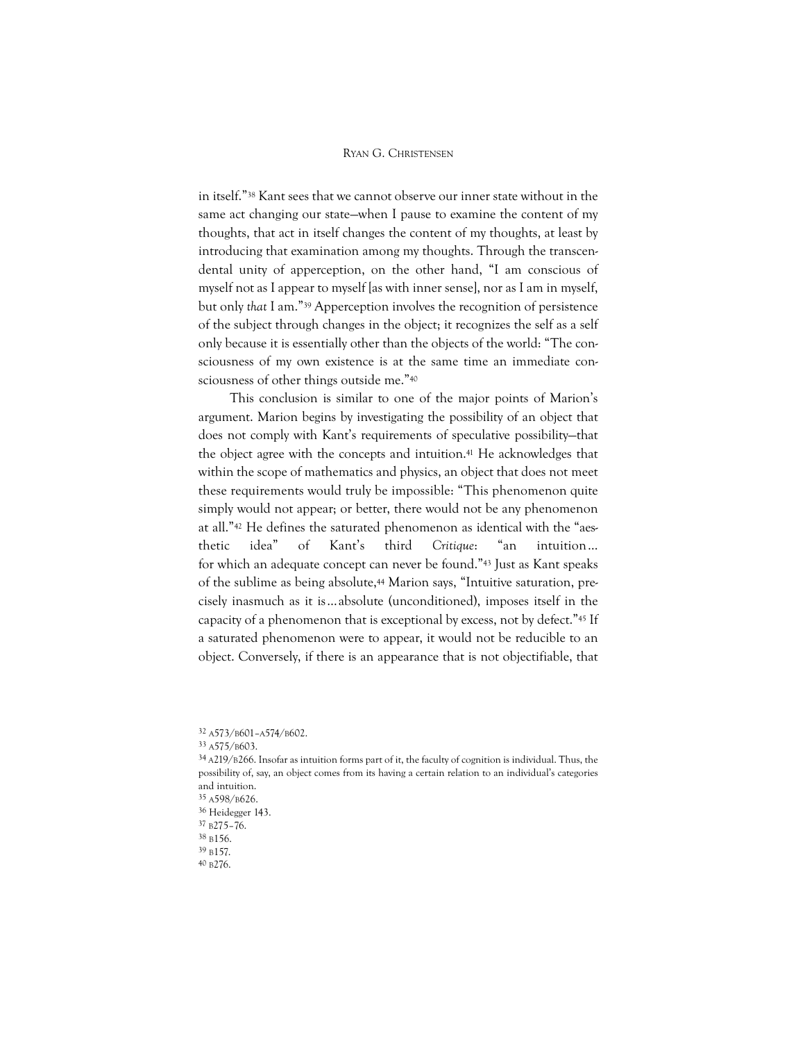in itself."[38] Kant sees that we cannot observe our inner state without in the same act changing our state—when I pause to examine the content of my thoughts, that act in itself changes the content of my thoughts, at least by introducing that examination among my thoughts. Through the transcendental unity of apperception, on the other hand, "I am conscious of myself not as I appear to myself [as with inner sense], nor as I am in myself, but only *that* I am."[39] Apperception involves the recognition of persistence of the subject through changes in the object; it recognizes the self as a self only because it is essentially other than the objects of the world: "The consciousness of my own existence is at the same time an immediate consciousness of other things outside me."[40]

This conclusion is similar to one of the major points of Marion's argument. Marion begins by investigating the possibility of an object that does not comply with Kant's requirements of speculative possibility—that the object agree with the concepts and intuition.[41] He acknowledges that within the scope of mathematics and physics, an object that does not meet these requirements would truly be impossible: "This phenomenon quite simply would not appear; or better, there would not be any phenomenon at all."[42] He defines the saturated phenomenon as identical with the "aesthetic idea" of Kant's third *Critique*: "an intuition… for which an adequate concept can never be found."[43] Just as Kant speaks of the sublime as being absolute,[44] Marion says, "Intuitive saturation, precisely inasmuch as it is…absolute (unconditioned), imposes itself in the capacity of a phenomenon that is exceptional by excess, not by defect."[45] If a saturated phenomenon were to appear, it would not be reducible to an object. Conversely, if there is an appearance that is not objectifiable, that

[32] A573/B601–A574/B602.

[33] A575/B603.

[34] A219/B266. Insofar as intuition forms part of it, the faculty of cognition is individual. Thus, the possibility of, say, an object comes from its having a certain relation to an individual's categories and intuition.

[35] A598/B626.

[36] Heidegger 143.

[37] B275–76.

[38] B156.

[39] B157.

[40] B276.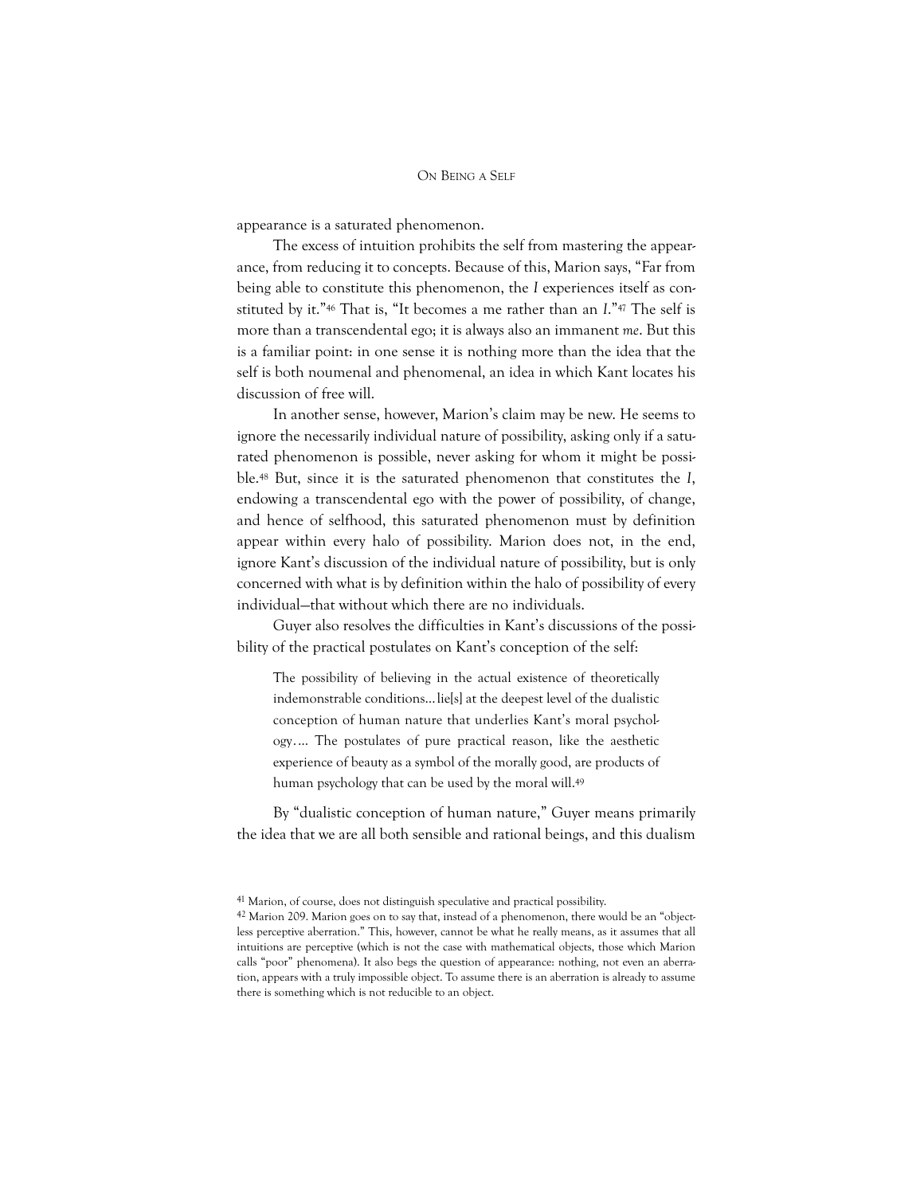appearance is a saturated phenomenon.

The excess of intuition prohibits the self from mastering the appearance, from reducing it to concepts. Because of this, Marion says, "Far from being able to constitute this phenomenon, the *I* experiences itself as constituted by it."[46] That is, "It becomes a me rather than an *I*."[47] The self is more than a transcendental ego; it is always also an immanent *me*. But this is a familiar point: in one sense it is nothing more than the idea that the self is both noumenal and phenomenal, an idea in which Kant locates his discussion of free will.

In another sense, however, Marion's claim may be new. He seems to ignore the necessarily individual nature of possibility, asking only if a saturated phenomenon is possible, never asking for whom it might be possible.[48] But, since it is the saturated phenomenon that constitutes the *I*, endowing a transcendental ego with the power of possibility, of change, and hence of selfhood, this saturated phenomenon must by definition appear within every halo of possibility. Marion does not, in the end, ignore Kant's discussion of the individual nature of possibility, but is only concerned with what is by definition within the halo of possibility of every individual—that without which there are no individuals.

Guyer also resolves the difficulties in Kant's discussions of the possibility of the practical postulates on Kant's conception of the self:

> The possibility of believing in the actual existence of theoretically indemonstrable conditions…lie[s] at the deepest level of the dualistic conception of human nature that underlies Kant's moral psychology…. The postulates of pure practical reason, like the aesthetic experience of beauty as a symbol of the morally good, are products of human psychology that can be used by the moral will.[49]

By "dualistic conception of human nature," Guyer means primarily the idea that we are all both sensible and rational beings, and this dualism

[41] Marion, of course, does not distinguish speculative and practical possibility.

[42] Marion 209. Marion goes on to say that, instead of a phenomenon, there would be an "objectless perceptive aberration." This, however, cannot be what he really means, as it assumes that all intuitions are perceptive (which is not the case with mathematical objects, those which Marion calls "poor" phenomena). It also begs the question of appearance: nothing, not even an aberration, appears with a truly impossible object. To assume there is an aberration is already to assume there is something which is not reducible to an object.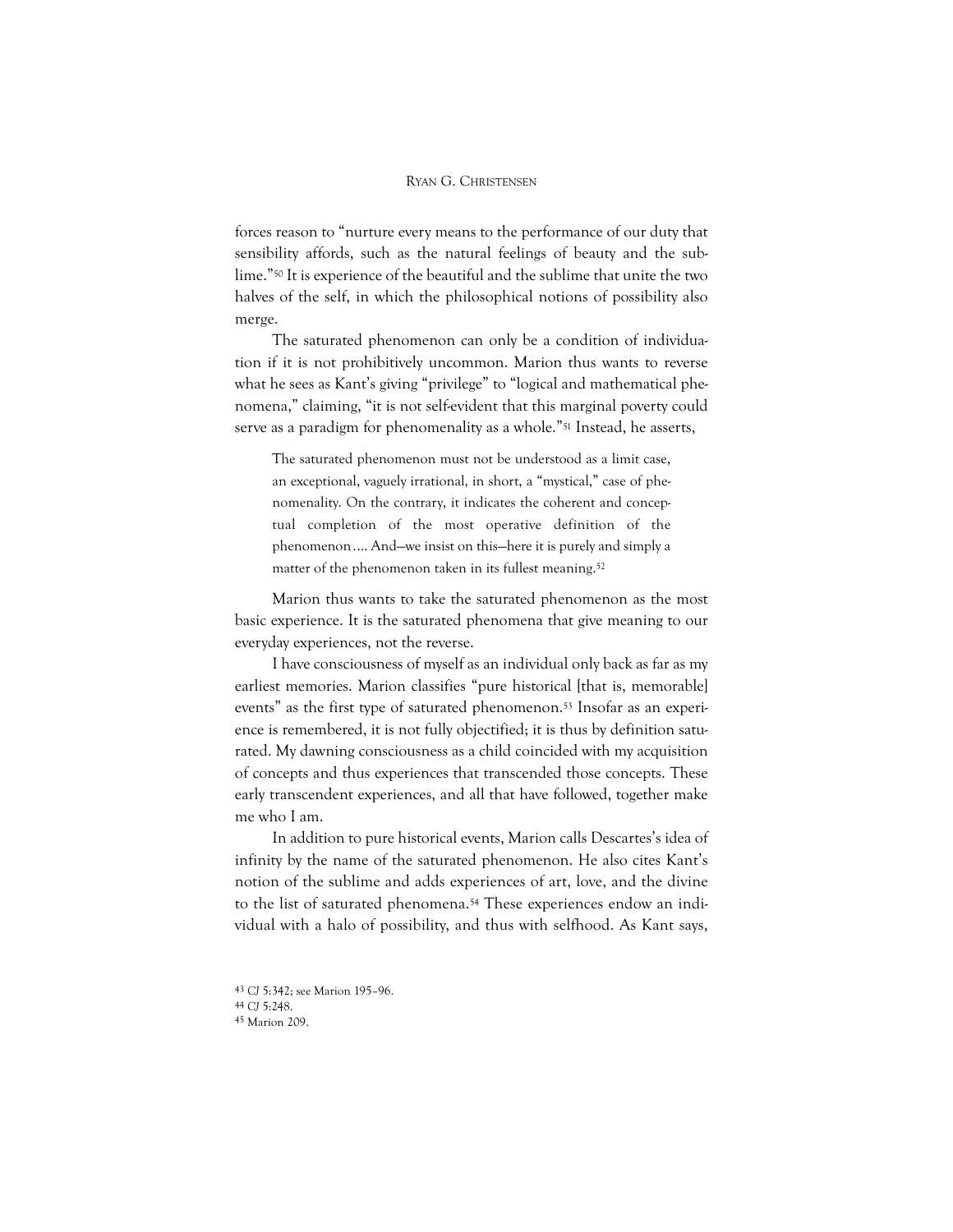forces reason to "nurture every means to the performance of our duty that sensibility affords, such as the natural feelings of beauty and the sublime."[50] It is experience of the beautiful and the sublime that unite the two halves of the self, in which the philosophical notions of possibility also merge.

The saturated phenomenon can only be a condition of individuation if it is not prohibitively uncommon. Marion thus wants to reverse what he sees as Kant's giving "privilege" to "logical and mathematical phenomena," claiming, "it is not self-evident that this marginal poverty could serve as a paradigm for phenomenality as a whole."[51] Instead, he asserts,

> The saturated phenomenon must not be understood as a limit case, an exceptional, vaguely irrational, in short, a "mystical," case of phenomenality. On the contrary, it indicates the coherent and conceptual completion of the most operative definition of the phenomenon…. And—we insist on this—here it is purely and simply a matter of the phenomenon taken in its fullest meaning.[52]

Marion thus wants to take the saturated phenomenon as the most basic experience. It is the saturated phenomena that give meaning to our everyday experiences, not the reverse.

I have consciousness of myself as an individual only back as far as my earliest memories. Marion classifies "pure historical [that is, memorable] events" as the first type of saturated phenomenon.[53] Insofar as an experience is remembered, it is not fully objectified; it is thus by definition saturated. My dawning consciousness as a child coincided with my acquisition of concepts and thus experiences that transcended those concepts. These early transcendent experiences, and all that have followed, together make me who I am.

In addition to pure historical events, Marion calls Descartes's idea of infinity by the name of the saturated phenomenon. He also cites Kant's notion of the sublime and adds experiences of art, love, and the divine to the list of saturated phenomena.[54] These experiences endow an individual with a halo of possibility, and thus with selfhood. As Kant says,

[43] *CJ* 5:342; see Marion 195–96.
[44] *CJ* 5:248.
[45] Marion 209.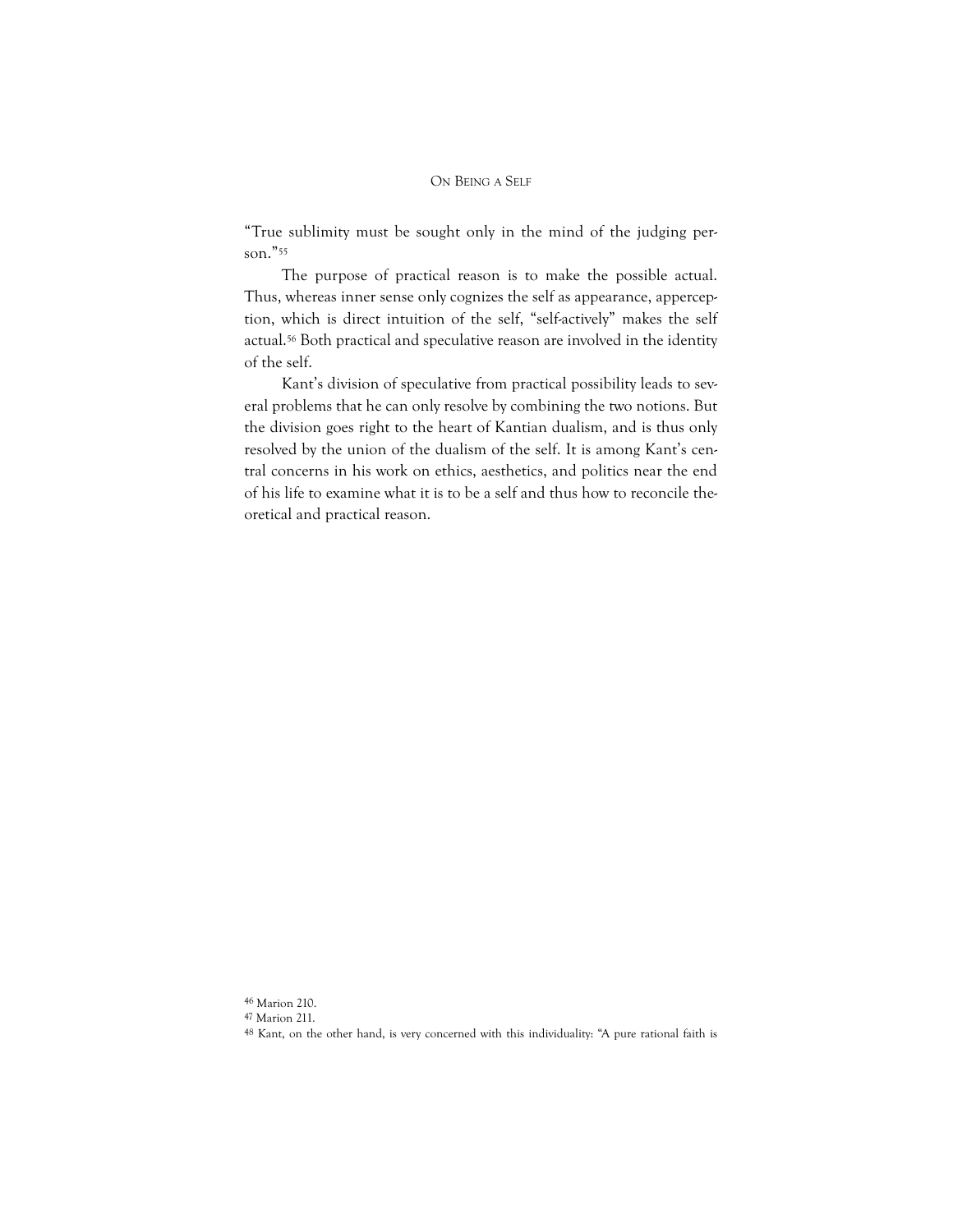"True sublimity must be sought only in the mind of the judging person."[55]

The purpose of practical reason is to make the possible actual. Thus, whereas inner sense only cognizes the self as appearance, apperception, which is direct intuition of the self, "self-actively" makes the self actual.[56] Both practical and speculative reason are involved in the identity of the self.

Kant's division of speculative from practical possibility leads to several problems that he can only resolve by combining the two notions. But the division goes right to the heart of Kantian dualism, and is thus only resolved by the union of the dualism of the self. It is among Kant's central concerns in his work on ethics, aesthetics, and politics near the end of his life to examine what it is to be a self and thus how to reconcile theoretical and practical reason.

[46] Marion 210.

[47] Marion 211.

[48] Kant, on the other hand, is very concerned with this individuality: "A pure rational faith is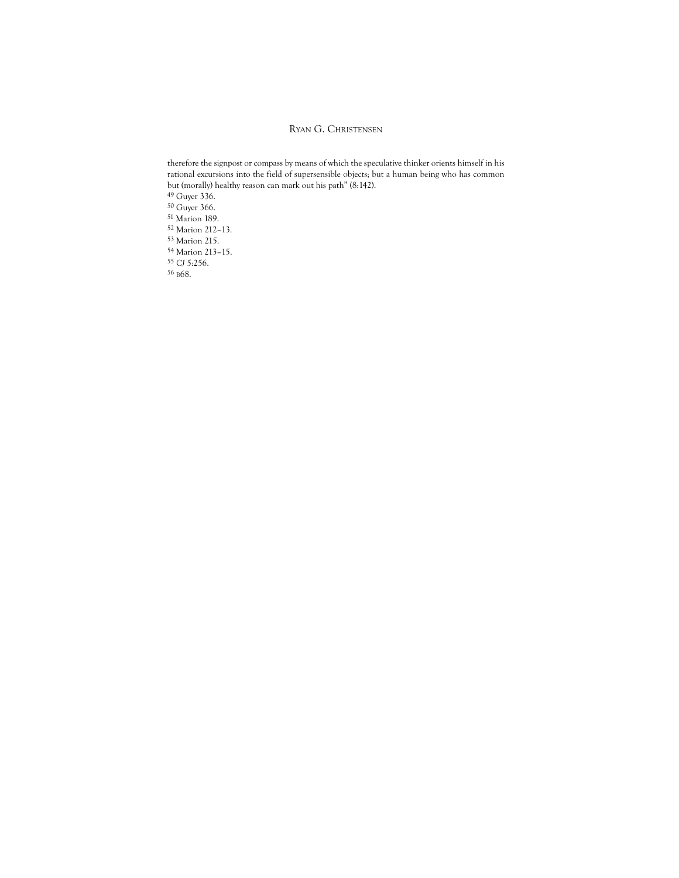therefore the signpost or compass by means of which the speculative thinker orients himself in his rational excursions into the field of supersensible objects; but a human being who has common but (morally) healthy reason can mark out his path" (8:142).

[49] Guyer 336.

[50] Guyer 366.

[51] Marion 189.

[52] Marion 212–13.

[53] Marion 215.

[54] Marion 213–15.

[55] *CJ* 5:256.

[56] B68.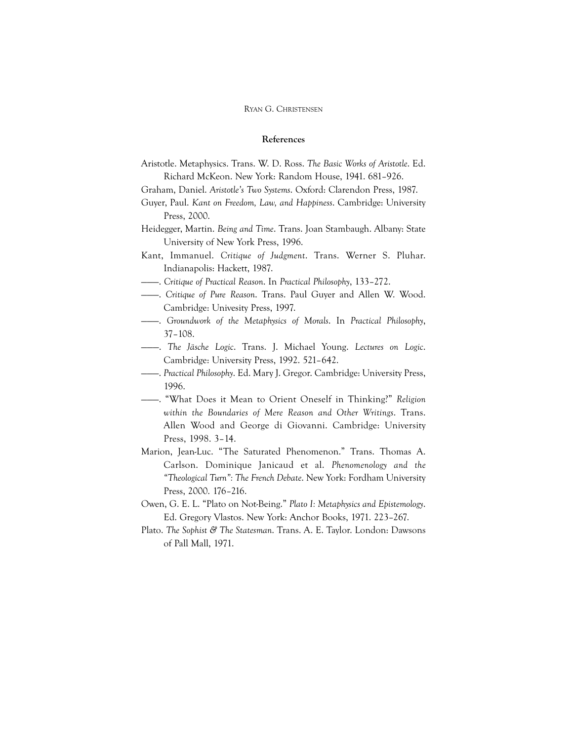## References

Aristotle. Metaphysics. Trans. W. D. Ross. *The Basic Works of Aristotle*. Ed. Richard McKeon. New York: Random House, 1941. 681–926.

Graham, Daniel. *Aristotle's Two Systems*. Oxford: Clarendon Press, 1987.

Guyer, Paul. *Kant on Freedom, Law, and Happiness*. Cambridge: University Press, 2000.

Heidegger, Martin. *Being and Time*. Trans. Joan Stambaugh. Albany: State University of New York Press, 1996.

Kant, Immanuel. *Critique of Judgment*. Trans. Werner S. Pluhar. Indianapolis: Hackett, 1987.

——. *Critique of Practical Reason*. In *Practical Philosophy*, 133–272.

——. *Critique of Pure Reason*. Trans. Paul Guyer and Allen W. Wood. Cambridge: Univesity Press, 1997.

——. *Groundwork of the Metaphysics of Morals*. In *Practical Philosophy*, 37–108.

——. *The Jäsche Logic*. Trans. J. Michael Young. *Lectures on Logic*. Cambridge: University Press, 1992. 521–642.

——. *Practical Philosophy*. Ed. Mary J. Gregor. Cambridge: University Press, 1996.

——. "What Does it Mean to Orient Oneself in Thinking?" *Religion within the Boundaries of Mere Reason and Other Writings*. Trans. Allen Wood and George di Giovanni. Cambridge: University Press, 1998. 3–14.

Marion, Jean-Luc. "The Saturated Phenomenon." Trans. Thomas A. Carlson. Dominique Janicaud et al. *Phenomenology and the "Theological Turn": The French Debate*. New York: Fordham University Press, 2000. 176–216.

Owen, G. E. L. "Plato on Not-Being." *Plato I: Metaphysics and Epistemology*. Ed. Gregory Vlastos. New York: Anchor Books, 1971. 223–267.

Plato. *The Sophist & The Statesman*. Trans. A. E. Taylor. London: Dawsons of Pall Mall, 1971.